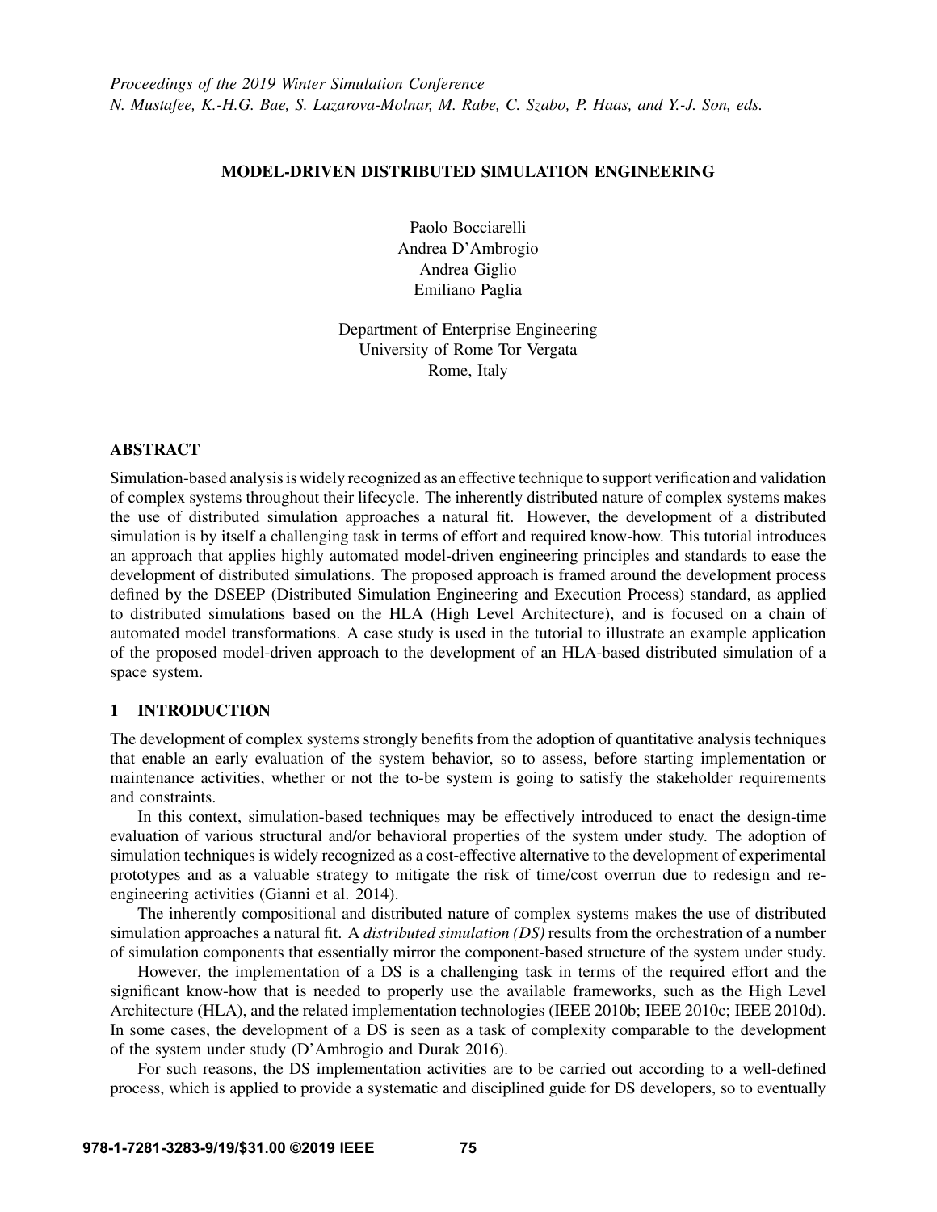Proceedings of the 2019 Winter Simulation Conference
N. Mustafee, K.-H.G. Bae, S. Lazarova-Molnar, M. Rabe, C. Szabo, P. Haas, and Y.-J. Son, eds.

# MODEL-DRIVEN DISTRIBUTED SIMULATION ENGINEERING

Paolo Bocciarelli
Andrea D'Ambrogio
Andrea Giglio
Emiliano Paglia

Department of Enterprise Engineering
University of Rome Tor Vergata
Rome, Italy

## ABSTRACT

Simulation-based analysis is widely recognized as an effective technique to support verification and validation of complex systems throughout their lifecycle. The inherently distributed nature of complex systems makes the use of distributed simulation approaches a natural fit. However, the development of a distributed simulation is by itself a challenging task in terms of effort and required know-how. This tutorial introduces an approach that applies highly automated model-driven engineering principles and standards to ease the development of distributed simulations. The proposed approach is framed around the development process defined by the DSEEP (Distributed Simulation Engineering and Execution Process) standard, as applied to distributed simulations based on the HLA (High Level Architecture), and is focused on a chain of automated model transformations. A case study is used in the tutorial to illustrate an example application of the proposed model-driven approach to the development of an HLA-based distributed simulation of a space system.

## 1 INTRODUCTION

The development of complex systems strongly benefits from the adoption of quantitative analysis techniques that enable an early evaluation of the system behavior, so to assess, before starting implementation or maintenance activities, whether or not the to-be system is going to satisfy the stakeholder requirements and constraints.

In this context, simulation-based techniques may be effectively introduced to enact the design-time evaluation of various structural and/or behavioral properties of the system under study. The adoption of simulation techniques is widely recognized as a cost-effective alternative to the development of experimental prototypes and as a valuable strategy to mitigate the risk of time/cost overrun due to redesign and re-engineering activities (Gianni et al. 2014).

The inherently compositional and distributed nature of complex systems makes the use of distributed simulation approaches a natural fit. A *distributed simulation (DS)* results from the orchestration of a number of simulation components that essentially mirror the component-based structure of the system under study.

However, the implementation of a DS is a challenging task in terms of the required effort and the significant know-how that is needed to properly use the available frameworks, such as the High Level Architecture (HLA), and the related implementation technologies (IEEE 2010b; IEEE 2010c; IEEE 2010d). In some cases, the development of a DS is seen as a task of complexity comparable to the development of the system under study (D'Ambrogio and Durak 2016).

For such reasons, the DS implementation activities are to be carried out according to a well-defined process, which is applied to provide a systematic and disciplined guide for DS developers, so to eventually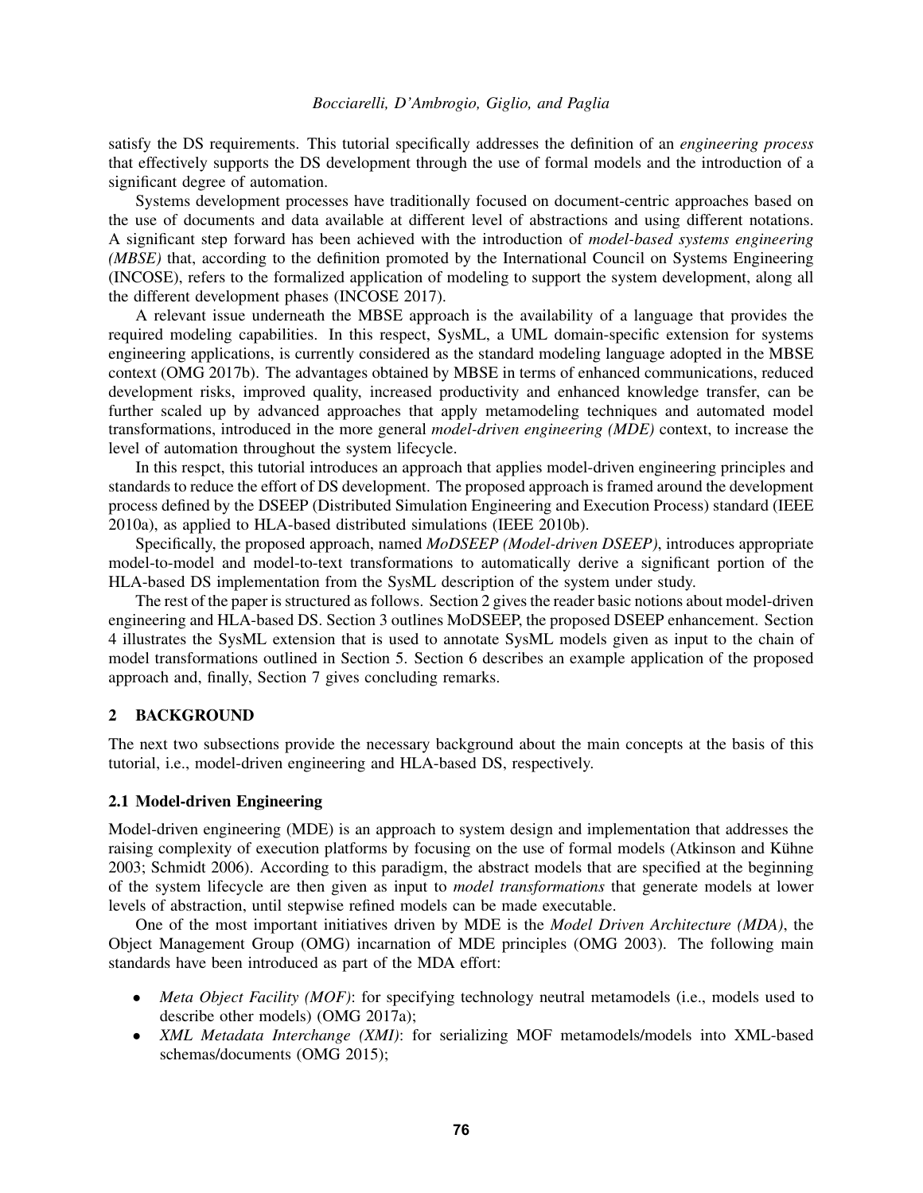satisfy the DS requirements. This tutorial specifically addresses the definition of an *engineering process* that effectively supports the DS development through the use of formal models and the introduction of a significant degree of automation.

Systems development processes have traditionally focused on document-centric approaches based on the use of documents and data available at different level of abstractions and using different notations. A significant step forward has been achieved with the introduction of *model-based systems engineering (MBSE)* that, according to the definition promoted by the International Council on Systems Engineering (INCOSE), refers to the formalized application of modeling to support the system development, along all the different development phases (INCOSE 2017).

A relevant issue underneath the MBSE approach is the availability of a language that provides the required modeling capabilities. In this respect, SysML, a UML domain-specific extension for systems engineering applications, is currently considered as the standard modeling language adopted in the MBSE context (OMG 2017b). The advantages obtained by MBSE in terms of enhanced communications, reduced development risks, improved quality, increased productivity and enhanced knowledge transfer, can be further scaled up by advanced approaches that apply metamodeling techniques and automated model transformations, introduced in the more general *model-driven engineering (MDE)* context, to increase the level of automation throughout the system lifecycle.

In this respct, this tutorial introduces an approach that applies model-driven engineering principles and standards to reduce the effort of DS development. The proposed approach is framed around the development process defined by the DSEEP (Distributed Simulation Engineering and Execution Process) standard (IEEE 2010a), as applied to HLA-based distributed simulations (IEEE 2010b).

Specifically, the proposed approach, named *MoDSEEP (Model-driven DSEEP)*, introduces appropriate model-to-model and model-to-text transformations to automatically derive a significant portion of the HLA-based DS implementation from the SysML description of the system under study.

The rest of the paper is structured as follows. Section 2 gives the reader basic notions about model-driven engineering and HLA-based DS. Section 3 outlines MoDSEEP, the proposed DSEEP enhancement. Section 4 illustrates the SysML extension that is used to annotate SysML models given as input to the chain of model transformations outlined in Section 5. Section 6 describes an example application of the proposed approach and, finally, Section 7 gives concluding remarks.

## 2 BACKGROUND

The next two subsections provide the necessary background about the main concepts at the basis of this tutorial, i.e., model-driven engineering and HLA-based DS, respectively.

### 2.1 Model-driven Engineering

Model-driven engineering (MDE) is an approach to system design and implementation that addresses the raising complexity of execution platforms by focusing on the use of formal models (Atkinson and Kühne 2003; Schmidt 2006). According to this paradigm, the abstract models that are specified at the beginning of the system lifecycle are then given as input to *model transformations* that generate models at lower levels of abstraction, until stepwise refined models can be made executable.

One of the most important initiatives driven by MDE is the *Model Driven Architecture (MDA)*, the Object Management Group (OMG) incarnation of MDE principles (OMG 2003). The following main standards have been introduced as part of the MDA effort:

- *Meta Object Facility (MOF)*: for specifying technology neutral metamodels (i.e., models used to describe other models) (OMG 2017a);
- *XML Metadata Interchange (XMI)*: for serializing MOF metamodels/models into XML-based schemas/documents (OMG 2015);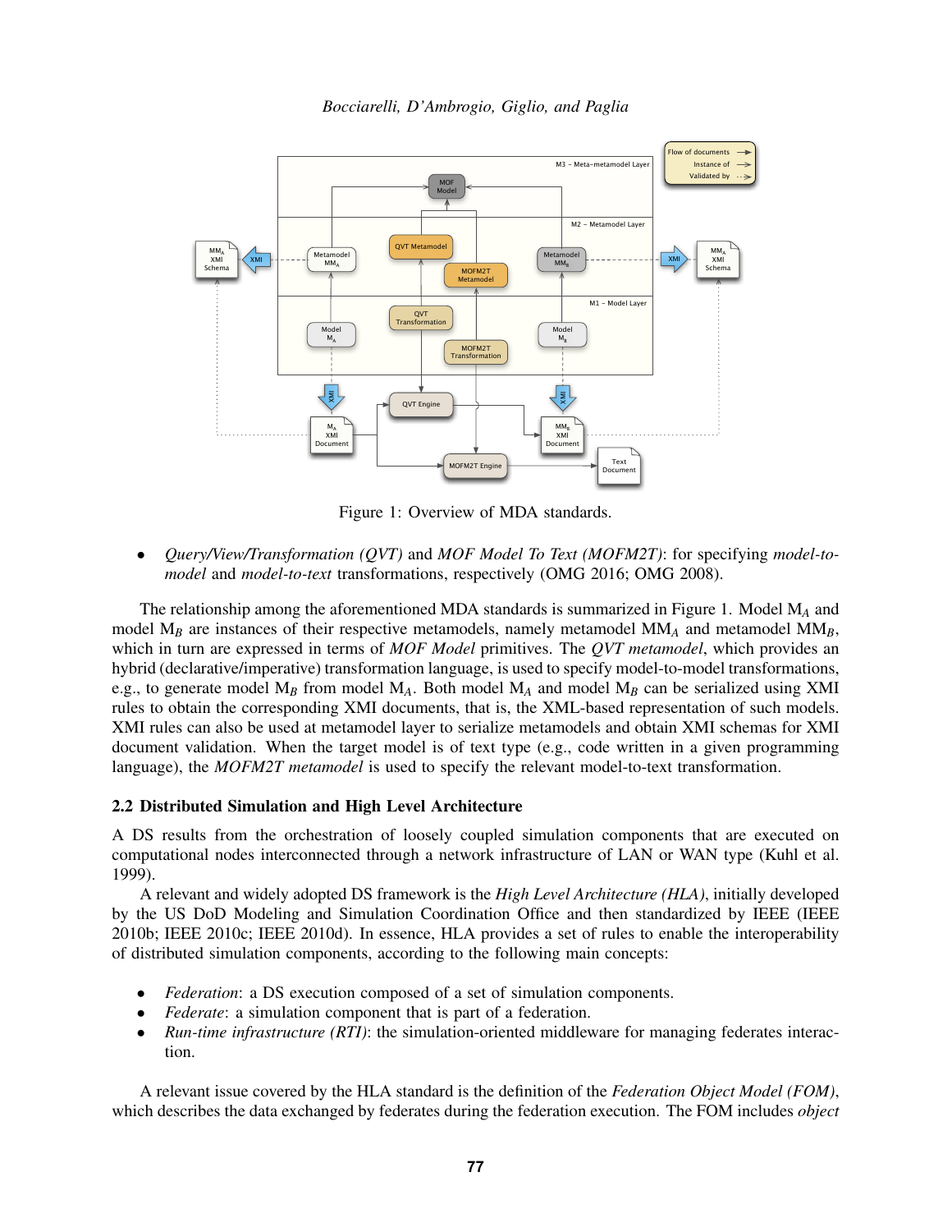Figure 1: Overview of MDA standards.

- *Query/View/Transformation (QVT)* and *MOF Model To Text (MOFM2T)*: for specifying *model-to-model* and *model-to-text* transformations, respectively (OMG 2016; OMG 2008).

The relationship among the aforementioned MDA standards is summarized in Figure 1. Model $M_A$ and model $M_B$ are instances of their respective metamodels, namely metamodel $MM_A$ and metamodel $MM_B$, which in turn are expressed in terms of *MOF Model* primitives. The *QVT metamodel*, which provides an hybrid (declarative/imperative) transformation language, is used to specify model-to-model transformations, e.g., to generate model $M_B$ from model $M_A$. Both model $M_A$ and model $M_B$ can be serialized using XMI rules to obtain the corresponding XMI documents, that is, the XML-based representation of such models. XMI rules can also be used at metamodel layer to serialize metamodels and obtain XMI schemas for XMI document validation. When the target model is of text type (e.g., code written in a given programming language), the *MOFM2T metamodel* is used to specify the relevant model-to-text transformation.

### 2.2 Distributed Simulation and High Level Architecture

A DS results from the orchestration of loosely coupled simulation components that are executed on computational nodes interconnected through a network infrastructure of LAN or WAN type (Kuhl et al. 1999).

A relevant and widely adopted DS framework is the *High Level Architecture (HLA)*, initially developed by the US DoD Modeling and Simulation Coordination Office and then standardized by IEEE (IEEE 2010b; IEEE 2010c; IEEE 2010d). In essence, HLA provides a set of rules to enable the interoperability of distributed simulation components, according to the following main concepts:

- *Federation*: a DS execution composed of a set of simulation components.
- *Federate*: a simulation component that is part of a federation.
- *Run-time infrastructure (RTI)*: the simulation-oriented middleware for managing federates interaction.

A relevant issue covered by the HLA standard is the definition of the *Federation Object Model (FOM)*, which describes the data exchanged by federates during the federation execution. The FOM includes *object*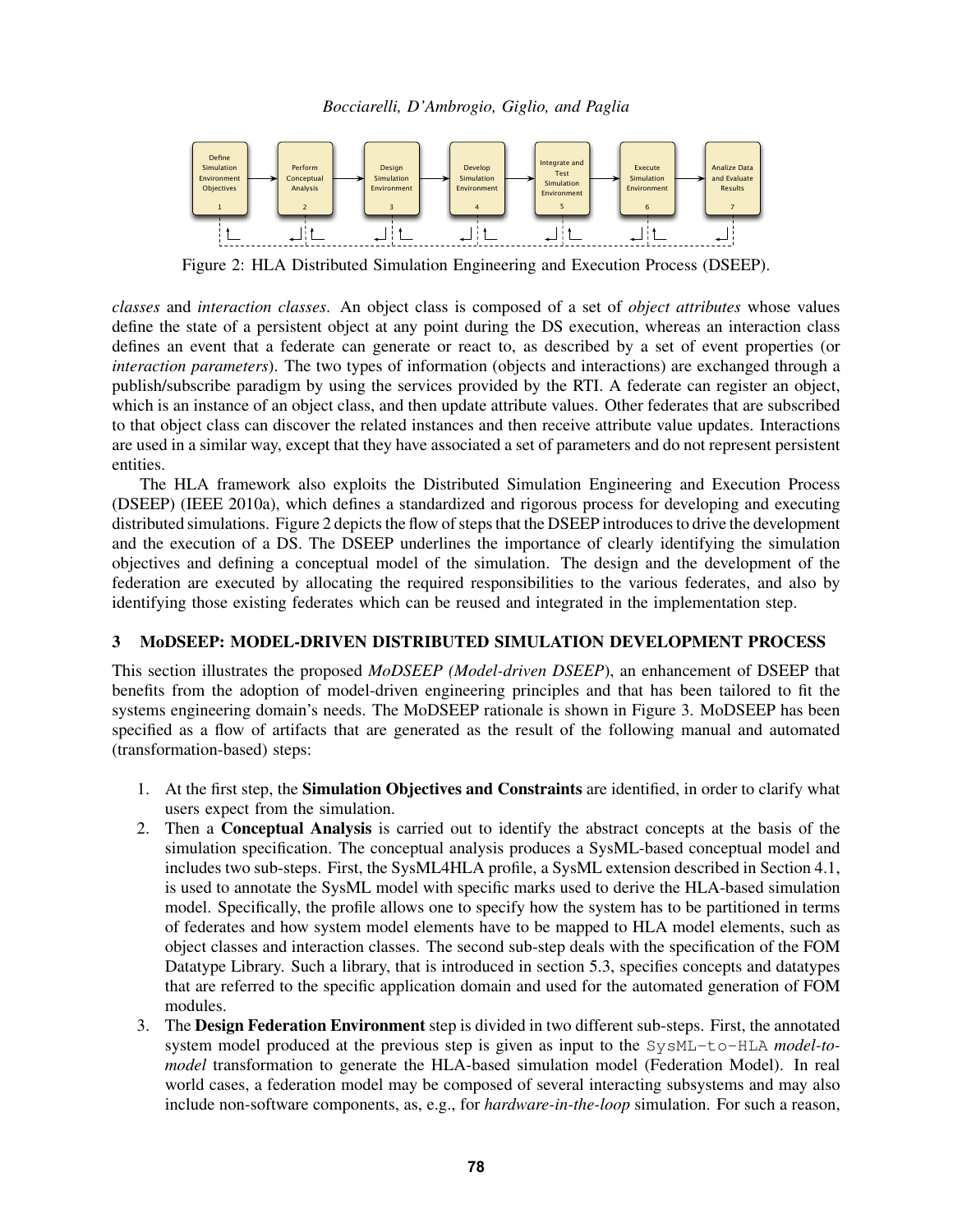Figure 2: HLA Distributed Simulation Engineering and Execution Process (DSEEP).

*classes* and *interaction classes*. An object class is composed of a set of *object attributes* whose values define the state of a persistent object at any point during the DS execution, whereas an interaction class defines an event that a federate can generate or react to, as described by a set of event properties (or *interaction parameters*). The two types of information (objects and interactions) are exchanged through a publish/subscribe paradigm by using the services provided by the RTI. A federate can register an object, which is an instance of an object class, and then update attribute values. Other federates that are subscribed to that object class can discover the related instances and then receive attribute value updates. Interactions are used in a similar way, except that they have associated a set of parameters and do not represent persistent entities.

The HLA framework also exploits the Distributed Simulation Engineering and Execution Process (DSEEP) (IEEE 2010a), which defines a standardized and rigorous process for developing and executing distributed simulations. Figure 2 depicts the flow of steps that the DSEEP introduces to drive the development and the execution of a DS. The DSEEP underlines the importance of clearly identifying the simulation objectives and defining a conceptual model of the simulation. The design and the development of the federation are executed by allocating the required responsibilities to the various federates, and also by identifying those existing federates which can be reused and integrated in the implementation step.

## 3 MoDSEEP: MODEL-DRIVEN DISTRIBUTED SIMULATION DEVELOPMENT PROCESS

This section illustrates the proposed *MoDSEEP (Model-driven DSEEP)*, an enhancement of DSEEP that benefits from the adoption of model-driven engineering principles and that has been tailored to fit the systems engineering domain's needs. The MoDSEEP rationale is shown in Figure 3. MoDSEEP has been specified as a flow of artifacts that are generated as the result of the following manual and automated (transformation-based) steps:

1. At the first step, the **Simulation Objectives and Constraints** are identified, in order to clarify what users expect from the simulation.
2. Then a **Conceptual Analysis** is carried out to identify the abstract concepts at the basis of the simulation specification. The conceptual analysis produces a SysML-based conceptual model and includes two sub-steps. First, the SysML4HLA profile, a SysML extension described in Section 4.1, is used to annotate the SysML model with specific marks used to derive the HLA-based simulation model. Specifically, the profile allows one to specify how the system has to be partitioned in terms of federates and how system model elements have to be mapped to HLA model elements, such as object classes and interaction classes. The second sub-step deals with the specification of the FOM Datatype Library. Such a library, that is introduced in section 5.3, specifies concepts and datatypes that are referred to the specific application domain and used for the automated generation of FOM modules.
3. The **Design Federation Environment** step is divided in two different sub-steps. First, the annotated system model produced at the previous step is given as input to the `SysML-to-HLA` *model-to-model* transformation to generate the HLA-based simulation model (Federation Model). In real world cases, a federation model may be composed of several interacting subsystems and may also include non-software components, as, e.g., for *hardware-in-the-loop* simulation. For such a reason,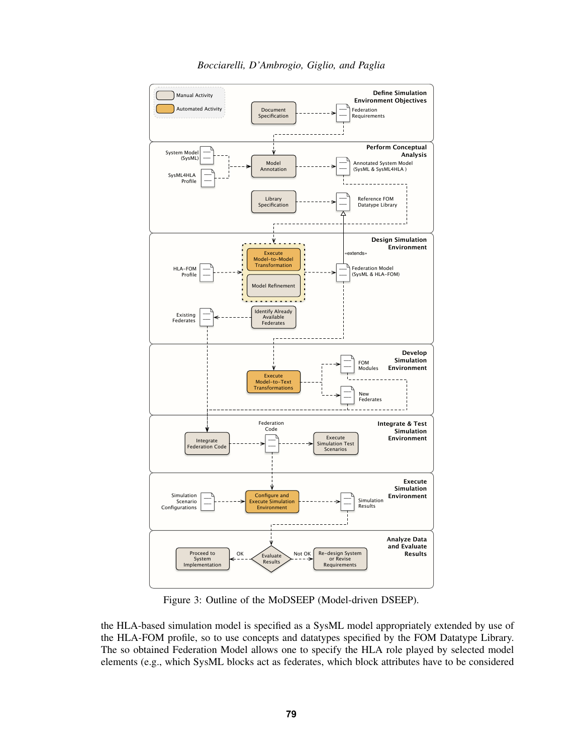Figure 3: Outline of the MoDSEEP (Model-driven DSEEP).

the HLA-based simulation model is specified as a SysML model appropriately extended by use of the HLA-FOM profile, so to use concepts and datatypes specified by the FOM Datatype Library. The so obtained Federation Model allows one to specify the HLA role played by selected model elements (e.g., which SysML blocks act as federates, which block attributes have to be considered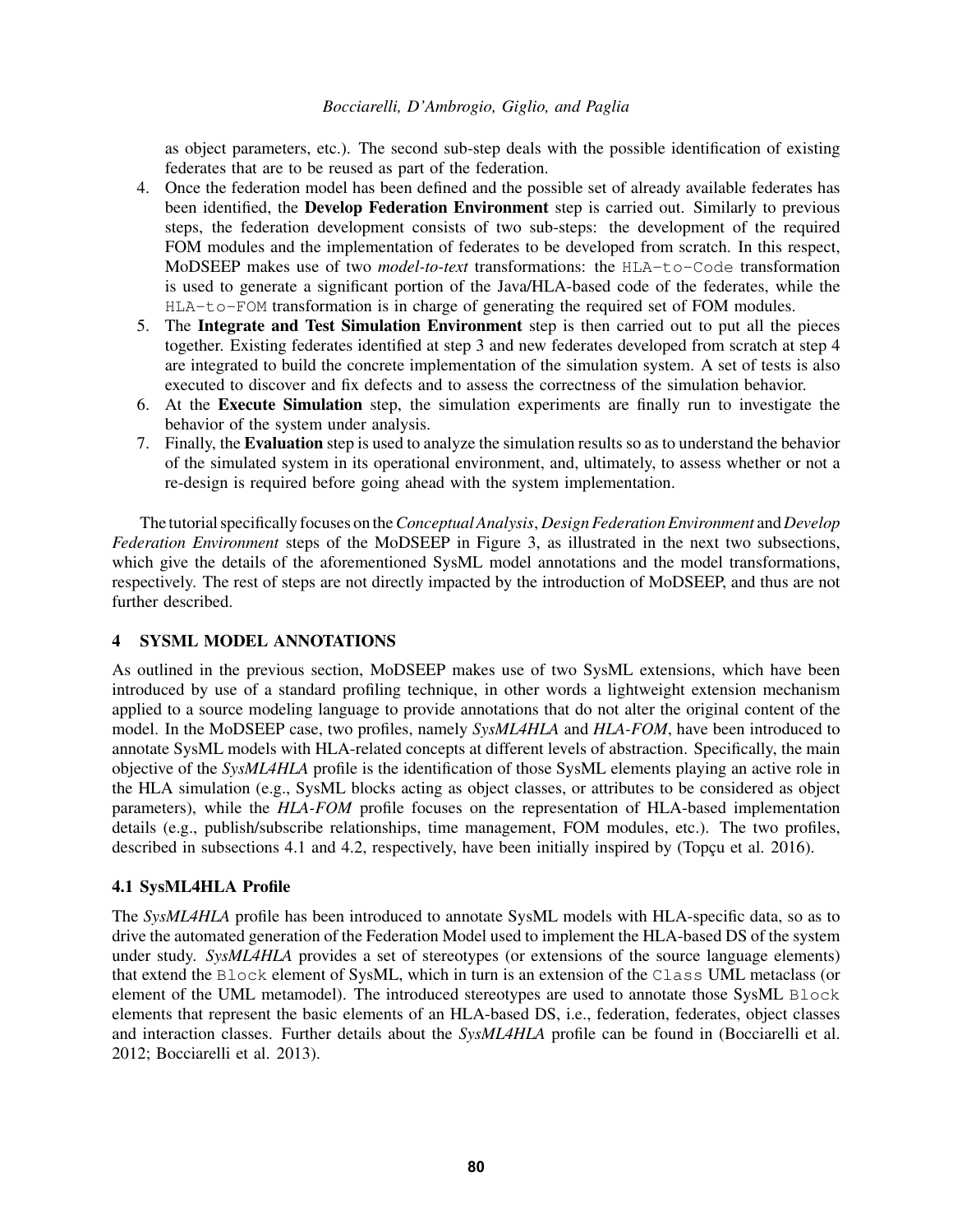as object parameters, etc.). The second sub-step deals with the possible identification of existing federates that are to be reused as part of the federation.

4. Once the federation model has been defined and the possible set of already available federates has been identified, the **Develop Federation Environment** step is carried out. Similarly to previous steps, the federation development consists of two sub-steps: the development of the required FOM modules and the implementation of federates to be developed from scratch. In this respect, MoDSEEP makes use of two *model-to-text* transformations: the `HLA-to-Code` transformation is used to generate a significant portion of the Java/HLA-based code of the federates, while the `HLA-to-FOM` transformation is in charge of generating the required set of FOM modules.
5. The **Integrate and Test Simulation Environment** step is then carried out to put all the pieces together. Existing federates identified at step 3 and new federates developed from scratch at step 4 are integrated to build the concrete implementation of the simulation system. A set of tests is also executed to discover and fix defects and to assess the correctness of the simulation behavior.
6. At the **Execute Simulation** step, the simulation experiments are finally run to investigate the behavior of the system under analysis.
7. Finally, the **Evaluation** step is used to analyze the simulation results so as to understand the behavior of the simulated system in its operational environment, and, ultimately, to assess whether or not a re-design is required before going ahead with the system implementation.

The tutorial specifically focuses on the *Conceptual Analysis*, *Design Federation Environment* and *Develop Federation Environment* steps of the MoDSEEP in Figure 3, as illustrated in the next two subsections, which give the details of the aforementioned SysML model annotations and the model transformations, respectively. The rest of steps are not directly impacted by the introduction of MoDSEEP, and thus are not further described.

## 4 SYSML MODEL ANNOTATIONS

As outlined in the previous section, MoDSEEP makes use of two SysML extensions, which have been introduced by use of a standard profiling technique, in other words a lightweight extension mechanism applied to a source modeling language to provide annotations that do not alter the original content of the model. In the MoDSEEP case, two profiles, namely *SysML4HLA* and *HLA-FOM*, have been introduced to annotate SysML models with HLA-related concepts at different levels of abstraction. Specifically, the main objective of the *SysML4HLA* profile is the identification of those SysML elements playing an active role in the HLA simulation (e.g., SysML blocks acting as object classes, or attributes to be considered as object parameters), while the *HLA-FOM* profile focuses on the representation of HLA-based implementation details (e.g., publish/subscribe relationships, time management, FOM modules, etc.). The two profiles, described in subsections 4.1 and 4.2, respectively, have been initially inspired by (Topçu et al. 2016).

### 4.1 SysML4HLA Profile

The *SysML4HLA* profile has been introduced to annotate SysML models with HLA-specific data, so as to drive the automated generation of the Federation Model used to implement the HLA-based DS of the system under study. *SysML4HLA* provides a set of stereotypes (or extensions of the source language elements) that extend the `Block` element of SysML, which in turn is an extension of the `Class` UML metaclass (or element of the UML metamodel). The introduced stereotypes are used to annotate those SysML `Block` elements that represent the basic elements of an HLA-based DS, i.e., federation, federates, object classes and interaction classes. Further details about the *SysML4HLA* profile can be found in (Bocciarelli et al. 2012; Bocciarelli et al. 2013).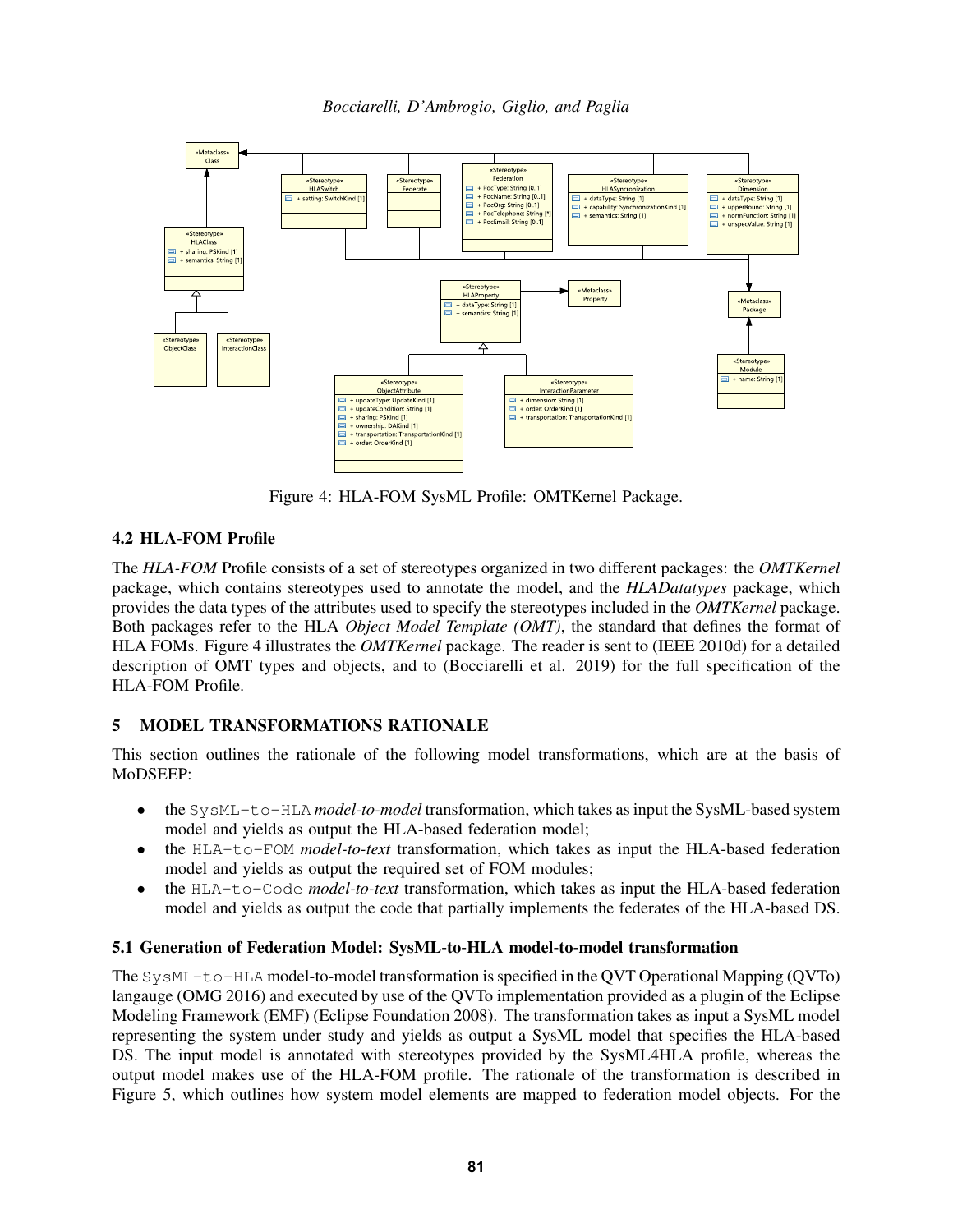Figure 4: HLA-FOM SysML Profile: OMTKernel Package.

### 4.2 HLA-FOM Profile

The *HLA-FOM* Profile consists of a set of stereotypes organized in two different packages: the *OMTKernel* package, which contains stereotypes used to annotate the model, and the *HLADatatypes* package, which provides the data types of the attributes used to specify the stereotypes included in the *OMTKernel* package. Both packages refer to the HLA *Object Model Template (OMT)*, the standard that defines the format of HLA FOMs. Figure 4 illustrates the *OMTKernel* package. The reader is sent to (IEEE 2010d) for a detailed description of OMT types and objects, and to (Bocciarelli et al. 2019) for the full specification of the HLA-FOM Profile.

## 5 MODEL TRANSFORMATIONS RATIONALE

This section outlines the rationale of the following model transformations, which are at the basis of MoDSEEP:

- the `SysML-to-HLA` *model-to-model* transformation, which takes as input the SysML-based system model and yields as output the HLA-based federation model;
- the `HLA-to-FOM` *model-to-text* transformation, which takes as input the HLA-based federation model and yields as output the required set of FOM modules;
- the `HLA-to-Code` *model-to-text* transformation, which takes as input the HLA-based federation model and yields as output the code that partially implements the federates of the HLA-based DS.

### 5.1 Generation of Federation Model: SysML-to-HLA model-to-model transformation

The `SysML-to-HLA` model-to-model transformation is specified in the QVT Operational Mapping (QVTo) langauge (OMG 2016) and executed by use of the QVTo implementation provided as a plugin of the Eclipse Modeling Framework (EMF) (Eclipse Foundation 2008). The transformation takes as input a SysML model representing the system under study and yields as output a SysML model that specifies the HLA-based DS. The input model is annotated with stereotypes provided by the SysML4HLA profile, whereas the output model makes use of the HLA-FOM profile. The rationale of the transformation is described in Figure 5, which outlines how system model elements are mapped to federation model objects. For the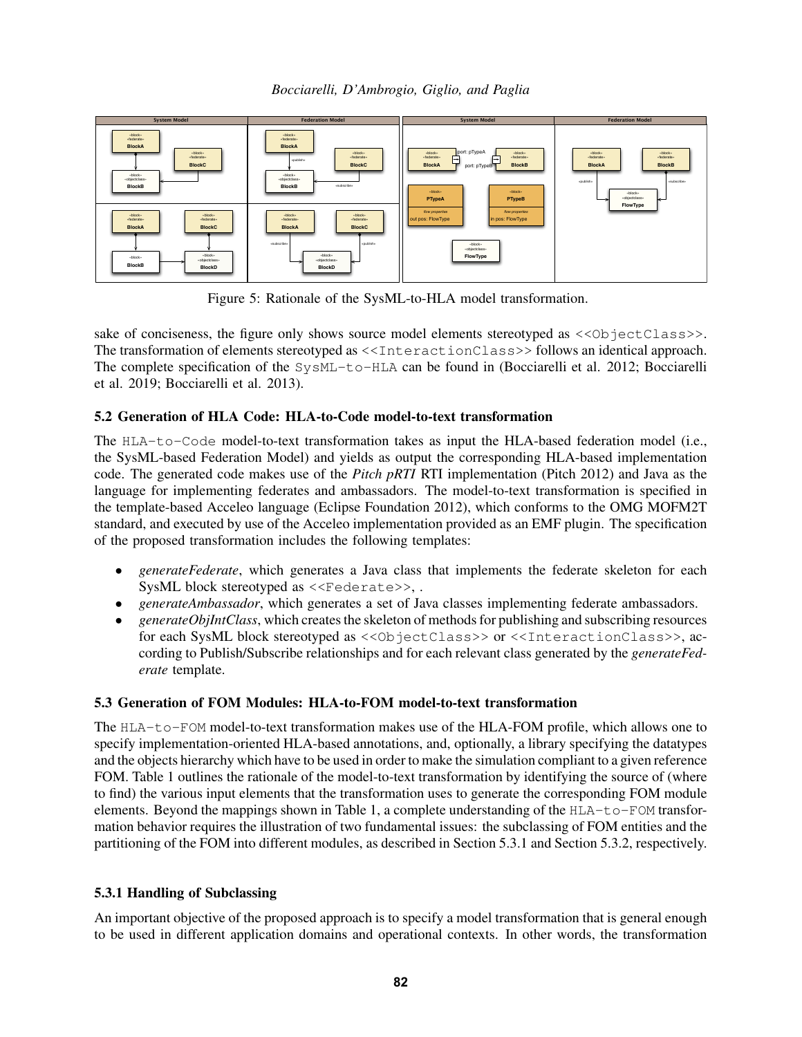Figure 5: Rationale of the SysML-to-HLA model transformation.

sake of conciseness, the figure only shows source model elements stereotyped as <<ObjectClass>>. The transformation of elements stereotyped as <<InteractionClass>> follows an identical approach. The complete specification of the SysML-to-HLA can be found in (Bocciarelli et al. 2012; Bocciarelli et al. 2019; Bocciarelli et al. 2013).

### 5.2 Generation of HLA Code: HLA-to-Code model-to-text transformation

The HLA-to-Code model-to-text transformation takes as input the HLA-based federation model (i.e., the SysML-based Federation Model) and yields as output the corresponding HLA-based implementation code. The generated code makes use of the *Pitch pRTI* RTI implementation (Pitch 2012) and Java as the language for implementing federates and ambassadors. The model-to-text transformation is specified in the template-based Acceleo language (Eclipse Foundation 2012), which conforms to the OMG MOFM2T standard, and executed by use of the Acceleo implementation provided as an EMF plugin. The specification of the proposed transformation includes the following templates:

- *generateFederate*, which generates a Java class that implements the federate skeleton for each SysML block stereotyped as <<Federate>>, .
- *generateAmbassador*, which generates a set of Java classes implementing federate ambassadors.
- *generateObjIntClass*, which creates the skeleton of methods for publishing and subscribing resources for each SysML block stereotyped as <<ObjectClass>> or <<InteractionClass>>, according to Publish/Subscribe relationships and for each relevant class generated by the *generateFederate* template.

### 5.3 Generation of FOM Modules: HLA-to-FOM model-to-text transformation

The HLA-to-FOM model-to-text transformation makes use of the HLA-FOM profile, which allows one to specify implementation-oriented HLA-based annotations, and, optionally, a library specifying the datatypes and the objects hierarchy which have to be used in order to make the simulation compliant to a given reference FOM. Table 1 outlines the rationale of the model-to-text transformation by identifying the source of (where to find) the various input elements that the transformation uses to generate the corresponding FOM module elements. Beyond the mappings shown in Table 1, a complete understanding of the HLA-to-FOM transformation behavior requires the illustration of two fundamental issues: the subclassing of FOM entities and the partitioning of the FOM into different modules, as described in Section 5.3.1 and Section 5.3.2, respectively.

#### 5.3.1 Handling of Subclassing

An important objective of the proposed approach is to specify a model transformation that is general enough to be used in different application domains and operational contexts. In other words, the transformation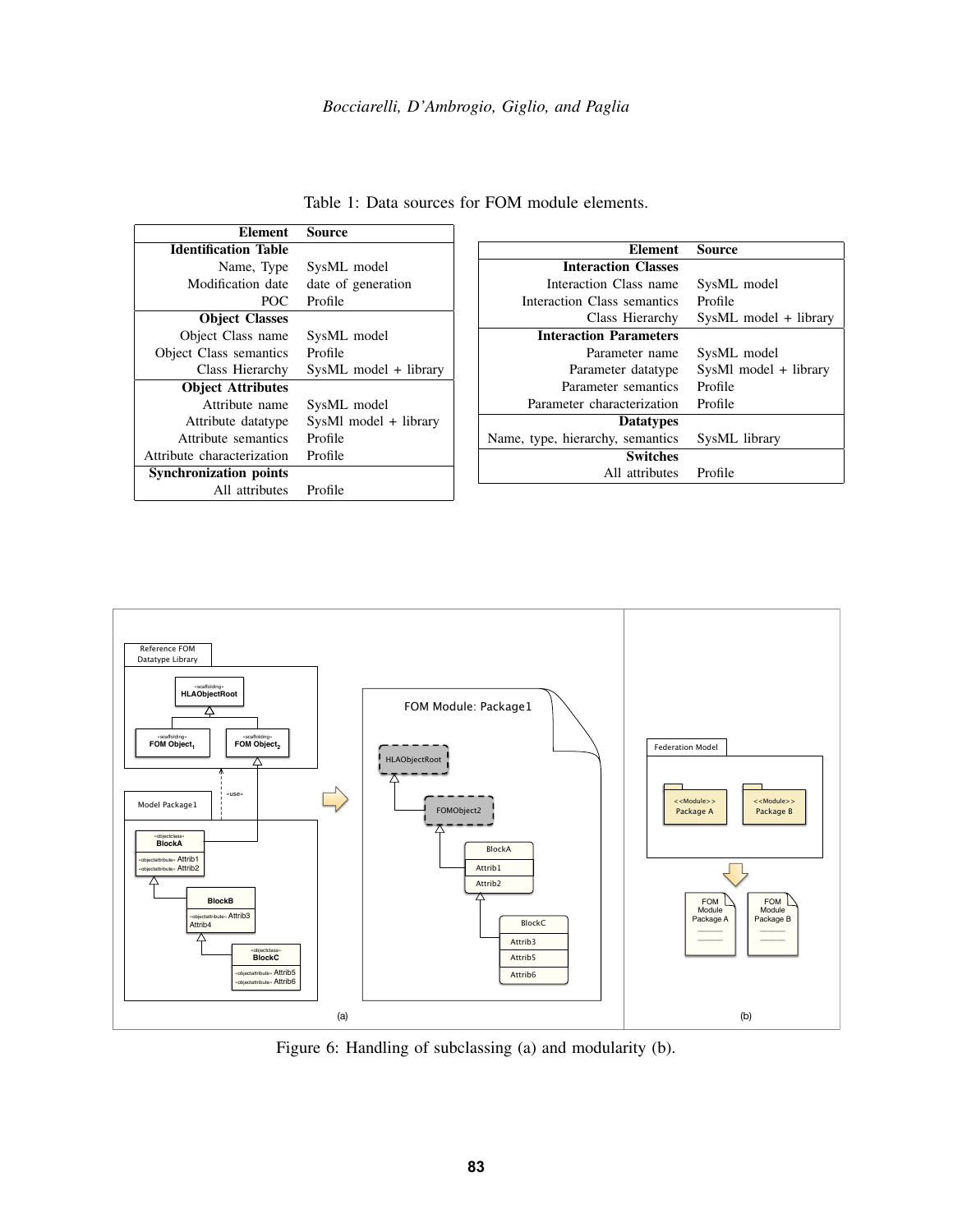Table 1: Data sources for FOM module elements.

| Element | Source |
|---|---|
| **Identification Table** | |
| Name, Type | SysML model |
| Modification date | date of generation |
| POC | Profile |
| **Object Classes** | |
| Object Class name | SysML model |
| Object Class semantics | Profile |
| Class Hierarchy | SysML model + library |
| **Object Attributes** | |
| Attribute name | SysML model |
| Attribute datatype | SysMl model + library |
| Attribute semantics | Profile |
| Attribute characterization | Profile |
| **Synchronization points** | |
| All attributes | Profile |

| Element | Source |
|---|---|
| **Interaction Classes** | |
| Interaction Class name | SysML model |
| Interaction Class semantics | Profile |
| Class Hierarchy | SysML model + library |
| **Interaction Parameters** | |
| Parameter name | SysML model |
| Parameter datatype | SysMl model + library |
| Parameter semantics | Profile |
| Parameter characterization | Profile |
| **Datatypes** | |
| Name, type, hierarchy, semantics | SysML library |
| **Switches** | |
| All attributes | Profile |

Figure 6: Handling of subclassing (a) and modularity (b).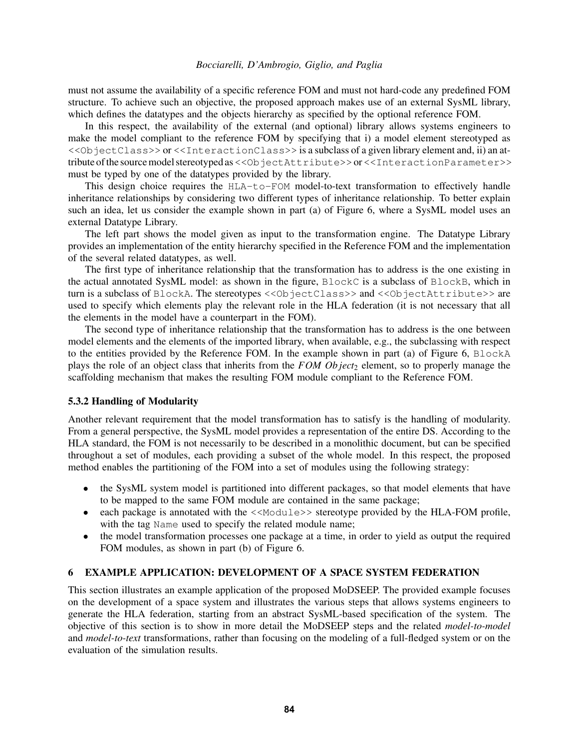must not assume the availability of a specific reference FOM and must not hard-code any predefined FOM structure. To achieve such an objective, the proposed approach makes use of an external SysML library, which defines the datatypes and the objects hierarchy as specified by the optional reference FOM.

In this respect, the availability of the external (and optional) library allows systems engineers to make the model compliant to the reference FOM by specifying that i) a model element stereotyped as `<<ObjectClass>>` or `<<InteractionClass>>` is a subclass of a given library element and, ii) an attribute of the source model stereotyped as `<<ObjectAttribute>>` or `<<InteractionParameter>>` must be typed by one of the datatypes provided by the library.

This design choice requires the `HLA-to-FOM` model-to-text transformation to effectively handle inheritance relationships by considering two different types of inheritance relationship. To better explain such an idea, let us consider the example shown in part (a) of Figure 6, where a SysML model uses an external Datatype Library.

The left part shows the model given as input to the transformation engine. The Datatype Library provides an implementation of the entity hierarchy specified in the Reference FOM and the implementation of the several related datatypes, as well.

The first type of inheritance relationship that the transformation has to address is the one existing in the actual annotated SysML model: as shown in the figure, `BlockC` is a subclass of `BlockB`, which in turn is a subclass of `BlockA`. The stereotypes `<<ObjectClass>>` and `<<ObjectAttribute>>` are used to specify which elements play the relevant role in the HLA federation (it is not necessary that all the elements in the model have a counterpart in the FOM).

The second type of inheritance relationship that the transformation has to address is the one between model elements and the elements of the imported library, when available, e.g., the subclassing with respect to the entities provided by the Reference FOM. In the example shown in part (a) of Figure 6, `BlockA` plays the role of an object class that inherits from the $FOM\ Object_2$ element, so to properly manage the scaffolding mechanism that makes the resulting FOM module compliant to the Reference FOM.

### 5.3.2 Handling of Modularity

Another relevant requirement that the model transformation has to satisfy is the handling of modularity. From a general perspective, the SysML model provides a representation of the entire DS. According to the HLA standard, the FOM is not necessarily to be described in a monolithic document, but can be specified throughout a set of modules, each providing a subset of the whole model. In this respect, the proposed method enables the partitioning of the FOM into a set of modules using the following strategy:

- the SysML system model is partitioned into different packages, so that model elements that have to be mapped to the same FOM module are contained in the same package;
- each package is annotated with the `<<Module>>` stereotype provided by the HLA-FOM profile, with the tag `Name` used to specify the related module name;
- the model transformation processes one package at a time, in order to yield as output the required FOM modules, as shown in part (b) of Figure 6.

## 6 EXAMPLE APPLICATION: DEVELOPMENT OF A SPACE SYSTEM FEDERATION

This section illustrates an example application of the proposed MoDSEEP. The provided example focuses on the development of a space system and illustrates the various steps that allows systems engineers to generate the HLA federation, starting from an abstract SysML-based specification of the system. The objective of this section is to show in more detail the MoDSEEP steps and the related *model-to-model* and *model-to-text* transformations, rather than focusing on the modeling of a full-fledged system or on the evaluation of the simulation results.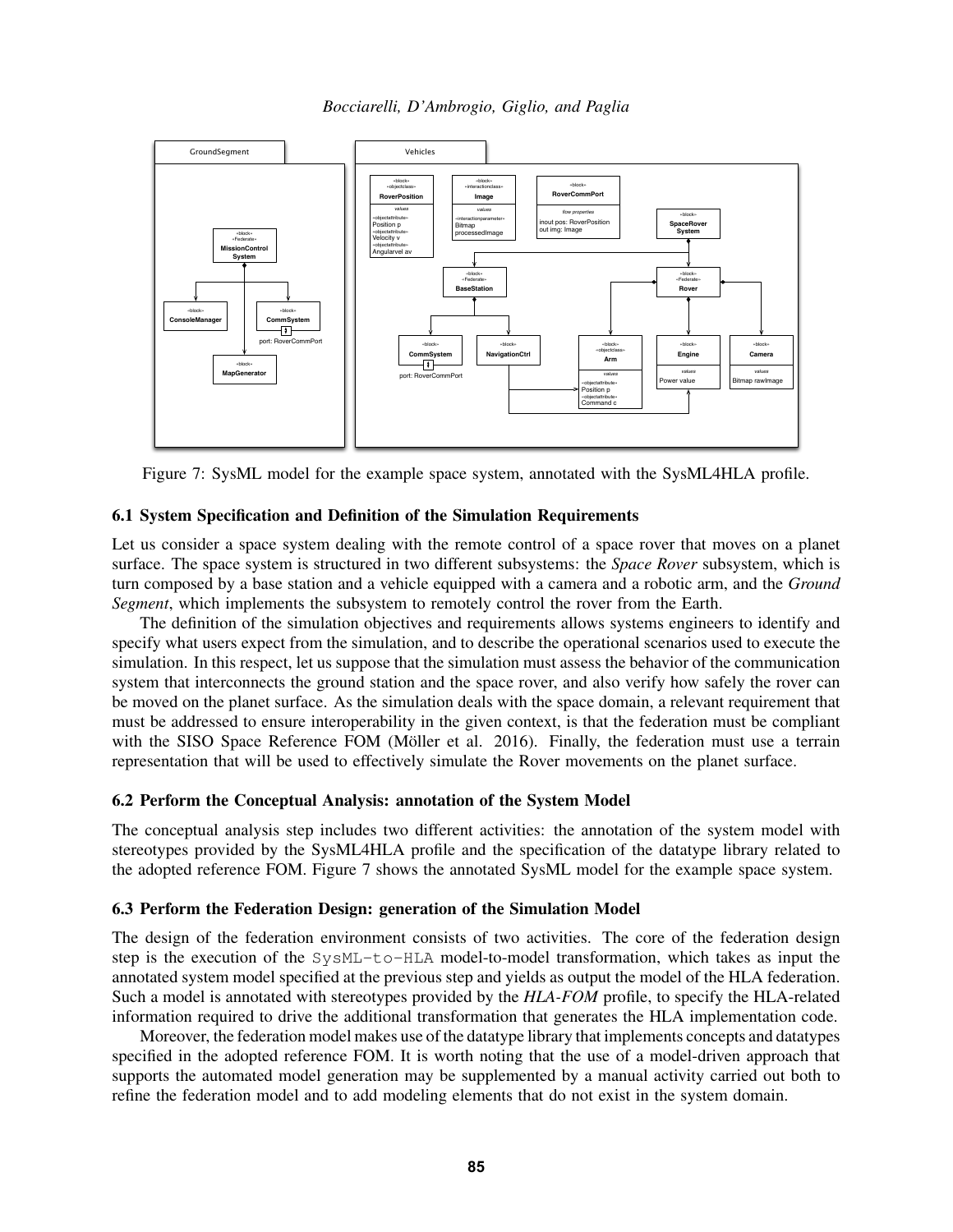Figure 7: SysML model for the example space system, annotated with the SysML4HLA profile.

### 6.1 System Specification and Definition of the Simulation Requirements

Let us consider a space system dealing with the remote control of a space rover that moves on a planet surface. The space system is structured in two different subsystems: the *Space Rover* subsystem, which is turn composed by a base station and a vehicle equipped with a camera and a robotic arm, and the *Ground Segment*, which implements the subsystem to remotely control the rover from the Earth.

The definition of the simulation objectives and requirements allows systems engineers to identify and specify what users expect from the simulation, and to describe the operational scenarios used to execute the simulation. In this respect, let us suppose that the simulation must assess the behavior of the communication system that interconnects the ground station and the space rover, and also verify how safely the rover can be moved on the planet surface. As the simulation deals with the space domain, a relevant requirement that must be addressed to ensure interoperability in the given context, is that the federation must be compliant with the SISO Space Reference FOM (Möller et al. 2016). Finally, the federation must use a terrain representation that will be used to effectively simulate the Rover movements on the planet surface.

### 6.2 Perform the Conceptual Analysis: annotation of the System Model

The conceptual analysis step includes two different activities: the annotation of the system model with stereotypes provided by the SysML4HLA profile and the specification of the datatype library related to the adopted reference FOM. Figure 7 shows the annotated SysML model for the example space system.

### 6.3 Perform the Federation Design: generation of the Simulation Model

The design of the federation environment consists of two activities. The core of the federation design step is the execution of the `SysML-to-HLA` model-to-model transformation, which takes as input the annotated system model specified at the previous step and yields as output the model of the HLA federation. Such a model is annotated with stereotypes provided by the *HLA-FOM* profile, to specify the HLA-related information required to drive the additional transformation that generates the HLA implementation code.

Moreover, the federation model makes use of the datatype library that implements concepts and datatypes specified in the adopted reference FOM. It is worth noting that the use of a model-driven approach that supports the automated model generation may be supplemented by a manual activity carried out both to refine the federation model and to add modeling elements that do not exist in the system domain.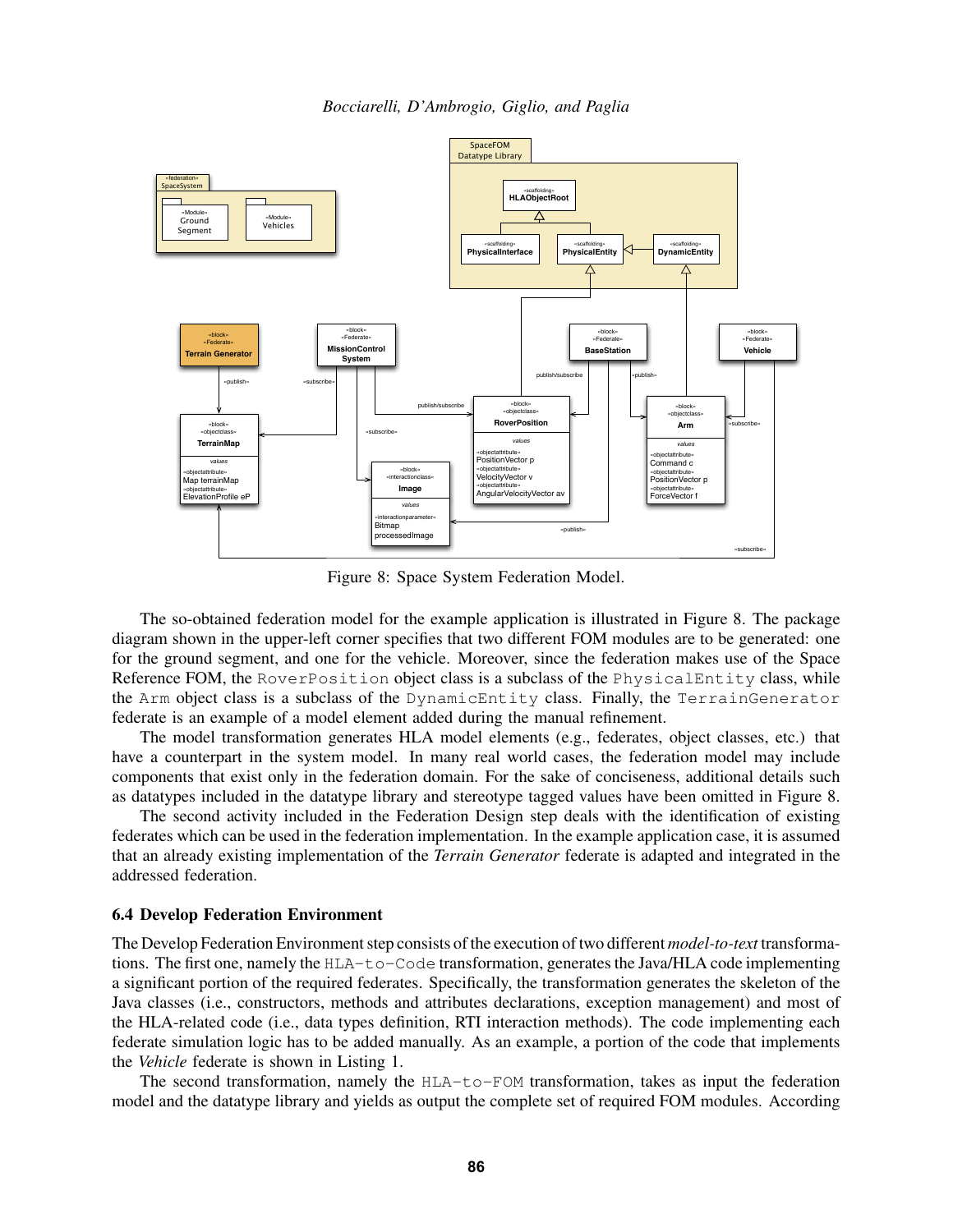Figure 8: Space System Federation Model.

The so-obtained federation model for the example application is illustrated in Figure 8. The package diagram shown in the upper-left corner specifies that two different FOM modules are to be generated: one for the ground segment, and one for the vehicle. Moreover, since the federation makes use of the Space Reference FOM, the `RoverPosition` object class is a subclass of the `PhysicalEntity` class, while the `Arm` object class is a subclass of the `DynamicEntity` class. Finally, the `TerrainGenerator` federate is an example of a model element added during the manual refinement.

The model transformation generates HLA model elements (e.g., federates, object classes, etc.) that have a counterpart in the system model. In many real world cases, the federation model may include components that exist only in the federation domain. For the sake of conciseness, additional details such as datatypes included in the datatype library and stereotype tagged values have been omitted in Figure 8.

The second activity included in the Federation Design step deals with the identification of existing federates which can be used in the federation implementation. In the example application case, it is assumed that an already existing implementation of the *Terrain Generator* federate is adapted and integrated in the addressed federation.

### 6.4 Develop Federation Environment

The Develop Federation Environment step consists of the execution of two different *model-to-text* transformations. The first one, namely the `HLA-to-Code` transformation, generates the Java/HLA code implementing a significant portion of the required federates. Specifically, the transformation generates the skeleton of the Java classes (i.e., constructors, methods and attributes declarations, exception management) and most of the HLA-related code (i.e., data types definition, RTI interaction methods). The code implementing each federate simulation logic has to be added manually. As an example, a portion of the code that implements the *Vehicle* federate is shown in Listing 1.

The second transformation, namely the `HLA-to-FOM` transformation, takes as input the federation model and the datatype library and yields as output the complete set of required FOM modules. According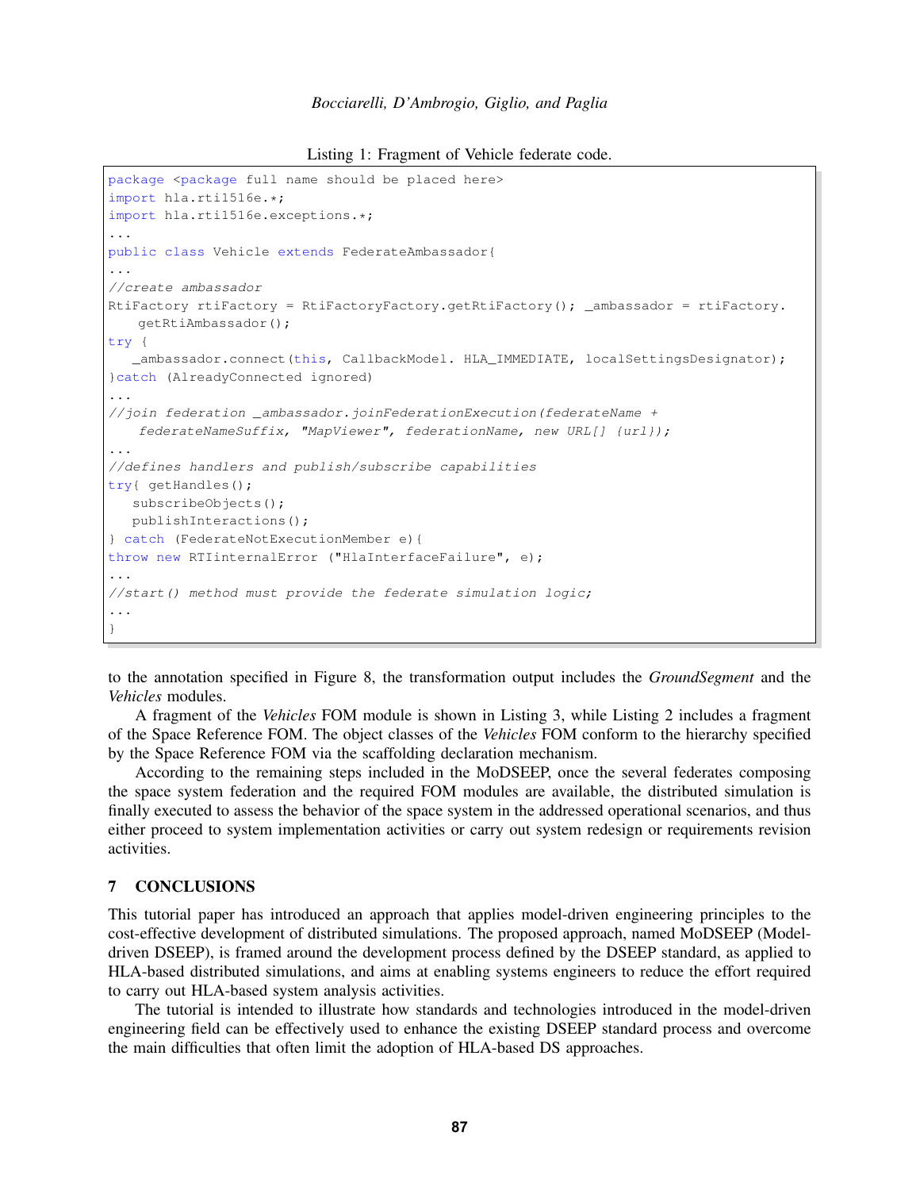Listing 1: Fragment of Vehicle federate code.

```
package <package full name should be placed here>
import hla.rti1516e.*;
import hla.rti1516e.exceptions.*;
...
public class Vehicle extends FederateAmbassador{
...
//create ambassador
RtiFactory rtiFactory = RtiFactoryFactory.getRtiFactory(); _ambassador = rtiFactory.
    getRtiAmbassador();
try {
   _ambassador.connect(this, CallbackModel. HLA_IMMEDIATE, localSettingsDesignator);
}catch (AlreadyConnected ignored)
...
//join federation _ambassador.joinFederationExecution(federateName +
    federateNameSuffix, "MapViewer", federationName, new URL[] {url});
...
//defines handlers and publish/subscribe capabilities
try{ getHandles();
   subscribeObjects();
   publishInteractions();
} catch (FederateNotExecutionMember e){
throw new RTIinternalError ("HlaInterfaceFailure", e);
...
//start() method must provide the federate simulation logic;
...
}
```

to the annotation specified in Figure 8, the transformation output includes the *GroundSegment* and the *Vehicles* modules.

A fragment of the *Vehicles* FOM module is shown in Listing 3, while Listing 2 includes a fragment of the Space Reference FOM. The object classes of the *Vehicles* FOM conform to the hierarchy specified by the Space Reference FOM via the scaffolding declaration mechanism.

According to the remaining steps included in the MoDSEEP, once the several federates composing the space system federation and the required FOM modules are available, the distributed simulation is finally executed to assess the behavior of the space system in the addressed operational scenarios, and thus either proceed to system implementation activities or carry out system redesign or requirements revision activities.

## 7 CONCLUSIONS

This tutorial paper has introduced an approach that applies model-driven engineering principles to the cost-effective development of distributed simulations. The proposed approach, named MoDSEEP (Model-driven DSEEP), is framed around the development process defined by the DSEEP standard, as applied to HLA-based distributed simulations, and aims at enabling systems engineers to reduce the effort required to carry out HLA-based system analysis activities.

The tutorial is intended to illustrate how standards and technologies introduced in the model-driven engineering field can be effectively used to enhance the existing DSEEP standard process and overcome the main difficulties that often limit the adoption of HLA-based DS approaches.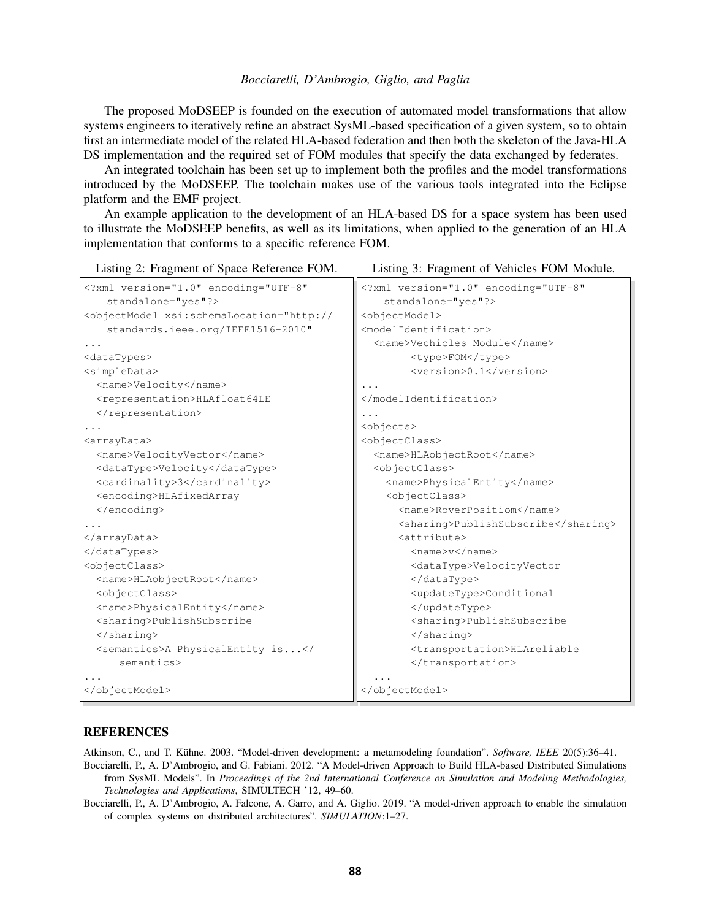The proposed MoDSEEP is founded on the execution of automated model transformations that allow systems engineers to iteratively refine an abstract SysML-based specification of a given system, so to obtain first an intermediate model of the related HLA-based federation and then both the skeleton of the Java-HLA DS implementation and the required set of FOM modules that specify the data exchanged by federates.

An integrated toolchain has been set up to implement both the profiles and the model transformations introduced by the MoDSEEP. The toolchain makes use of the various tools integrated into the Eclipse platform and the EMF project.

An example application to the development of an HLA-based DS for a space system has been used to illustrate the MoDSEEP benefits, as well as its limitations, when applied to the generation of an HLA implementation that conforms to a specific reference FOM.

Listing 2: Fragment of Space Reference FOM.

```
<?xml version="1.0" encoding="UTF-8"
    standalone="yes"?>
<objectModel xsi:schemaLocation="http://
    standards.ieee.org/IEEE1516-2010"
...
<dataTypes>
<simpleData>
  <name>Velocity</name>
  <representation>HLAfloat64LE
  </representation>
...
<arrayData>
  <name>VelocityVector</name>
  <dataType>Velocity</dataType>
  <cardinality>3</cardinality>
  <encoding>HLAfixedArray
  </encoding>
...
</arrayData>
</dataTypes>
<objectClass>
  <name>HLAobjectRoot</name>
  <objectClass>
  <name>PhysicalEntity</name>
  <sharing>PublishSubscribe
  </sharing>
  <semantics>A PhysicalEntity is...</
      semantics>
...
</objectModel>
```

Listing 3: Fragment of Vehicles FOM Module.

```
<?xml version="1.0" encoding="UTF-8"
    standalone="yes"?>
<objectModel>
<modelIdentification>
  <name>Vechicles Module</name>
        <type>FOM</type>
        <version>0.1</version>
...
</modelIdentification>
...
<objects>
<objectClass>
  <name>HLAobjectRoot</name>
  <objectClass>
    <name>PhysicalEntity</name>
    <objectClass>
      <name>RoverPositiom</name>
      <sharing>PublishSubscribe</sharing>
      <attribute>
        <name>v</name>
        <dataType>VelocityVector
        </dataType>
        <updateType>Conditional
        </updateType>
        <sharing>PublishSubscribe
        </sharing>
        <transportation>HLAreliable
        </transportation>
  ...
</objectModel>
```

## REFERENCES

Atkinson, C., and T. Kühne. 2003. "Model-driven development: a metamodeling foundation". *Software, IEEE* 20(5):36–41.

Bocciarelli, P., A. D'Ambrogio, and G. Fabiani. 2012. "A Model-driven Approach to Build HLA-based Distributed Simulations from SysML Models". In *Proceedings of the 2nd International Conference on Simulation and Modeling Methodologies, Technologies and Applications*, SIMULTECH '12, 49–60.

Bocciarelli, P., A. D'Ambrogio, A. Falcone, A. Garro, and A. Giglio. 2019. "A model-driven approach to enable the simulation of complex systems on distributed architectures". *SIMULATION*:1–27.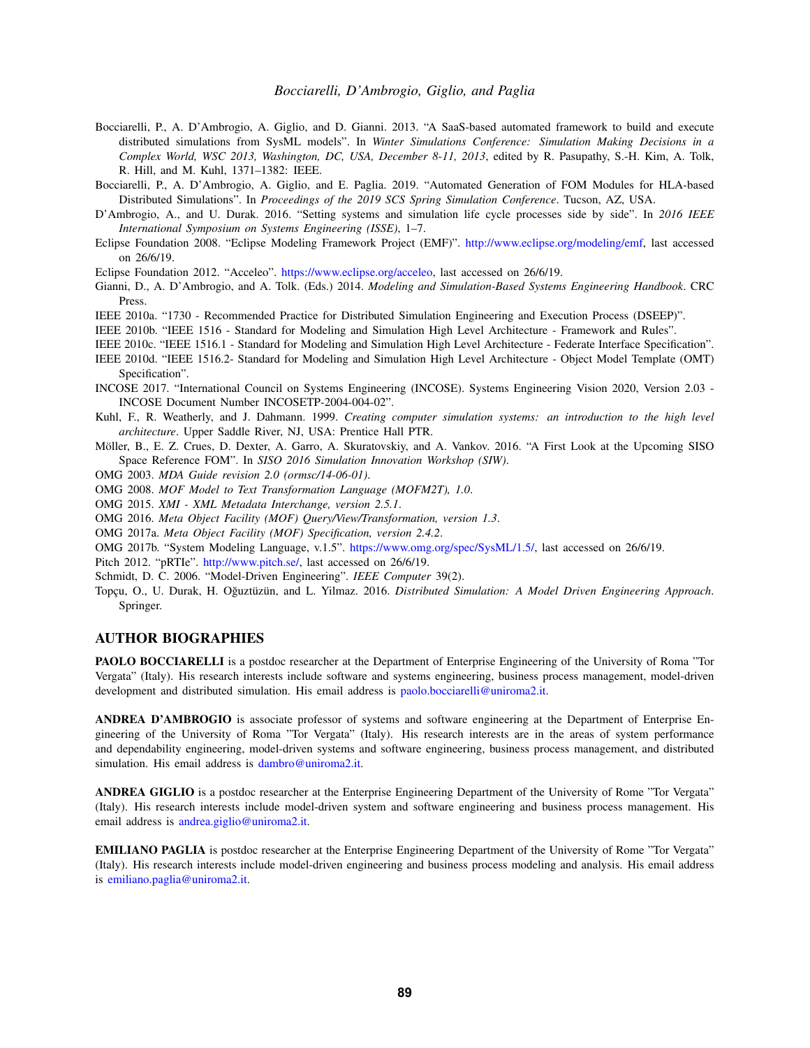Bocciarelli, P., A. D'Ambrogio, A. Giglio, and D. Gianni. 2013. "A SaaS-based automated framework to build and execute distributed simulations from SysML models". In *Winter Simulations Conference: Simulation Making Decisions in a Complex World, WSC 2013, Washington, DC, USA, December 8-11, 2013*, edited by R. Pasupathy, S.-H. Kim, A. Tolk, R. Hill, and M. Kuhl, 1371–1382: IEEE.

Bocciarelli, P., A. D'Ambrogio, A. Giglio, and E. Paglia. 2019. "Automated Generation of FOM Modules for HLA-based Distributed Simulations". In *Proceedings of the 2019 SCS Spring Simulation Conference*. Tucson, AZ, USA.

D'Ambrogio, A., and U. Durak. 2016. "Setting systems and simulation life cycle processes side by side". In *2016 IEEE International Symposium on Systems Engineering (ISSE)*, 1–7.

Eclipse Foundation 2008. "Eclipse Modeling Framework Project (EMF)". http://www.eclipse.org/modeling/emf, last accessed on 26/6/19.

Eclipse Foundation 2012. "Acceleo". https://www.eclipse.org/acceleo, last accessed on 26/6/19.

Gianni, D., A. D'Ambrogio, and A. Tolk. (Eds.) 2014. *Modeling and Simulation-Based Systems Engineering Handbook*. CRC Press.

IEEE 2010a. "1730 - Recommended Practice for Distributed Simulation Engineering and Execution Process (DSEEP)".

IEEE 2010b. "IEEE 1516 - Standard for Modeling and Simulation High Level Architecture - Framework and Rules".

IEEE 2010c. "IEEE 1516.1 - Standard for Modeling and Simulation High Level Architecture - Federate Interface Specification".

IEEE 2010d. "IEEE 1516.2- Standard for Modeling and Simulation High Level Architecture - Object Model Template (OMT) Specification".

INCOSE 2017. "International Council on Systems Engineering (INCOSE). Systems Engineering Vision 2020, Version 2.03 - INCOSE Document Number INCOSETP-2004-004-02".

Kuhl, F., R. Weatherly, and J. Dahmann. 1999. *Creating computer simulation systems: an introduction to the high level architecture*. Upper Saddle River, NJ, USA: Prentice Hall PTR.

Möller, B., E. Z. Crues, D. Dexter, A. Garro, A. Skuratovskiy, and A. Vankov. 2016. "A First Look at the Upcoming SISO Space Reference FOM". In *SISO 2016 Simulation Innovation Workshop (SIW)*.

OMG 2003. *MDA Guide revision 2.0 (ormsc/14-06-01)*.

OMG 2008. *MOF Model to Text Transformation Language (MOFM2T), 1.0*.

OMG 2015. *XMI - XML Metadata Interchange, version 2.5.1*.

OMG 2016. *Meta Object Facility (MOF) Query/View/Transformation, version 1.3*.

OMG 2017a. *Meta Object Facility (MOF) Specification, version 2.4.2*.

OMG 2017b. "System Modeling Language, v.1.5". https://www.omg.org/spec/SysML/1.5/, last accessed on 26/6/19.

Pitch 2012. "pRTIe". http://www.pitch.se/, last accessed on 26/6/19.

Schmidt, D. C. 2006. "Model-Driven Engineering". *IEEE Computer* 39(2).

Topçu, O., U. Durak, H. Oğuztüzün, and L. Yilmaz. 2016. *Distributed Simulation: A Model Driven Engineering Approach*. Springer.

## AUTHOR BIOGRAPHIES

**PAOLO BOCCIARELLI** is a postdoc researcher at the Department of Enterprise Engineering of the University of Roma "Tor Vergata" (Italy). His research interests include software and systems engineering, business process management, model-driven development and distributed simulation. His email address is paolo.bocciarelli@uniroma2.it.

**ANDREA D'AMBROGIO** is associate professor of systems and software engineering at the Department of Enterprise Engineering of the University of Roma "Tor Vergata" (Italy). His research interests are in the areas of system performance and dependability engineering, model-driven systems and software engineering, business process management, and distributed simulation. His email address is dambro@uniroma2.it.

**ANDREA GIGLIO** is a postdoc researcher at the Enterprise Engineering Department of the University of Rome "Tor Vergata" (Italy). His research interests include model-driven system and software engineering and business process management. His email address is andrea.giglio@uniroma2.it.

**EMILIANO PAGLIA** is postdoc researcher at the Enterprise Engineering Department of the University of Rome "Tor Vergata" (Italy). His research interests include model-driven engineering and business process modeling and analysis. His email address is emiliano.paglia@uniroma2.it.